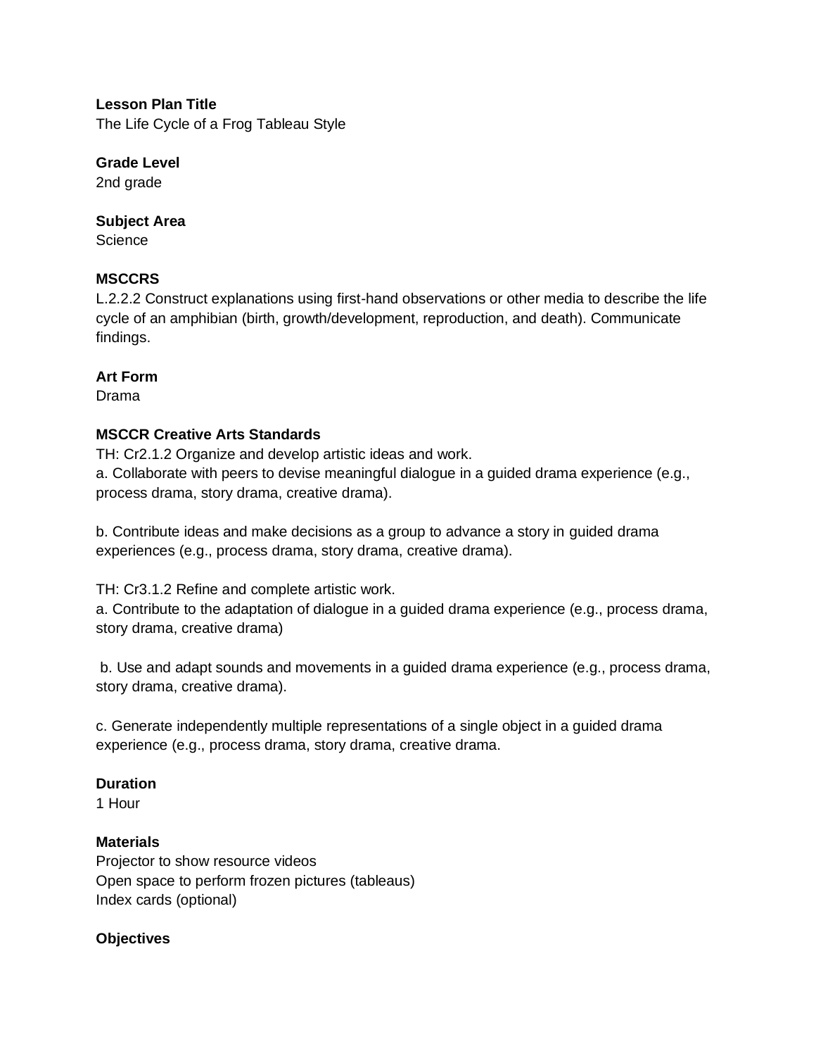**Lesson Plan Title**
The Life Cycle of a Frog Tableau Style

**Grade Level**
2nd grade

**Subject Area**
Science

**MSCCRS**
L.2.2.2 Construct explanations using first-hand observations or other media to describe the life cycle of an amphibian (birth, growth/development, reproduction, and death). Communicate findings.

**Art Form**
Drama

**MSCCR Creative Arts Standards**
TH: Cr2.1.2 Organize and develop artistic ideas and work.
a. Collaborate with peers to devise meaningful dialogue in a guided drama experience (e.g., process drama, story drama, creative drama).

b. Contribute ideas and make decisions as a group to advance a story in guided drama experiences (e.g., process drama, story drama, creative drama).

TH: Cr3.1.2 Refine and complete artistic work.
a. Contribute to the adaptation of dialogue in a guided drama experience (e.g., process drama, story drama, creative drama)

b. Use and adapt sounds and movements in a guided drama experience (e.g., process drama, story drama, creative drama).

c. Generate independently multiple representations of a single object in a guided drama experience (e.g., process drama, story drama, creative drama.

**Duration**
1 Hour

**Materials**
Projector to show resource videos
Open space to perform frozen pictures (tableaus)
Index cards (optional)

**Objectives**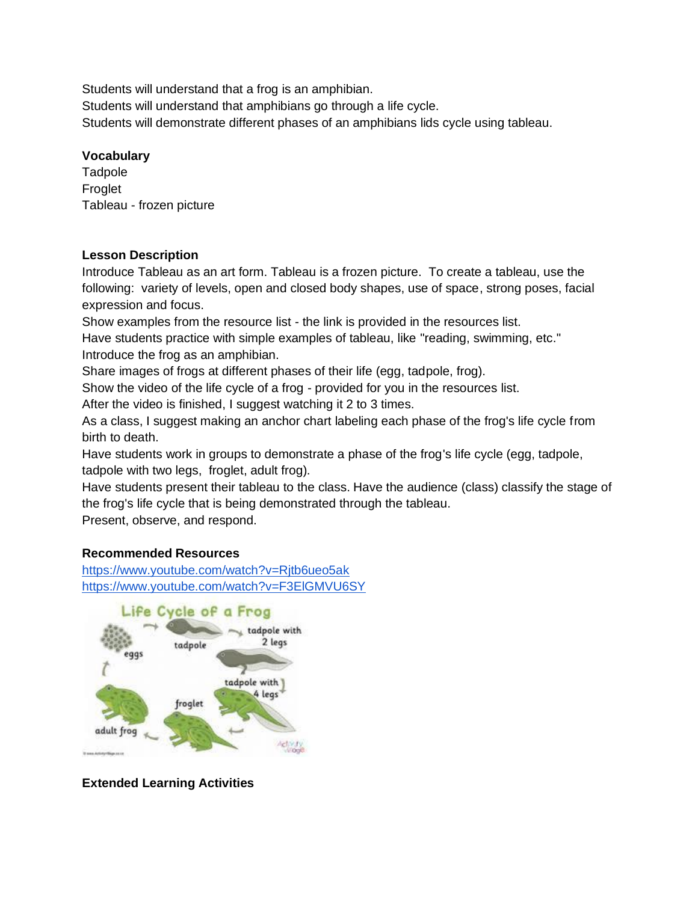Students will understand that a frog is an amphibian.
Students will understand that amphibians go through a life cycle.
Students will demonstrate different phases of an amphibians lids cycle using tableau.

**Vocabulary**
Tadpole
Froglet
Tableau - frozen picture

**Lesson Description**
Introduce Tableau as an art form. Tableau is a frozen picture. To create a tableau, use the following: variety of levels, open and closed body shapes, use of space, strong poses, facial expression and focus.
Show examples from the resource list - the link is provided in the resources list.
Have students practice with simple examples of tableau, like "reading, swimming, etc."
Introduce the frog as an amphibian.
Share images of frogs at different phases of their life (egg, tadpole, frog).
Show the video of the life cycle of a frog - provided for you in the resources list.
After the video is finished, I suggest watching it 2 to 3 times.
As a class, I suggest making an anchor chart labeling each phase of the frog's life cycle from birth to death.
Have students work in groups to demonstrate a phase of the frog's life cycle (egg, tadpole, tadpole with two legs, froglet, adult frog).
Have students present their tableau to the class. Have the audience (class) classify the stage of the frog's life cycle that is being demonstrated through the tableau.
Present, observe, and respond.

**Recommended Resources**
https://www.youtube.com/watch?v=Rjtb6ueo5ak
https://www.youtube.com/watch?v=F3ElGMVU6SY

Life Cycle of a Frog

eggs → tadpole → tadpole with 2 legs → tadpole with 4 legs → froglet → adult frog

**Extended Learning Activities**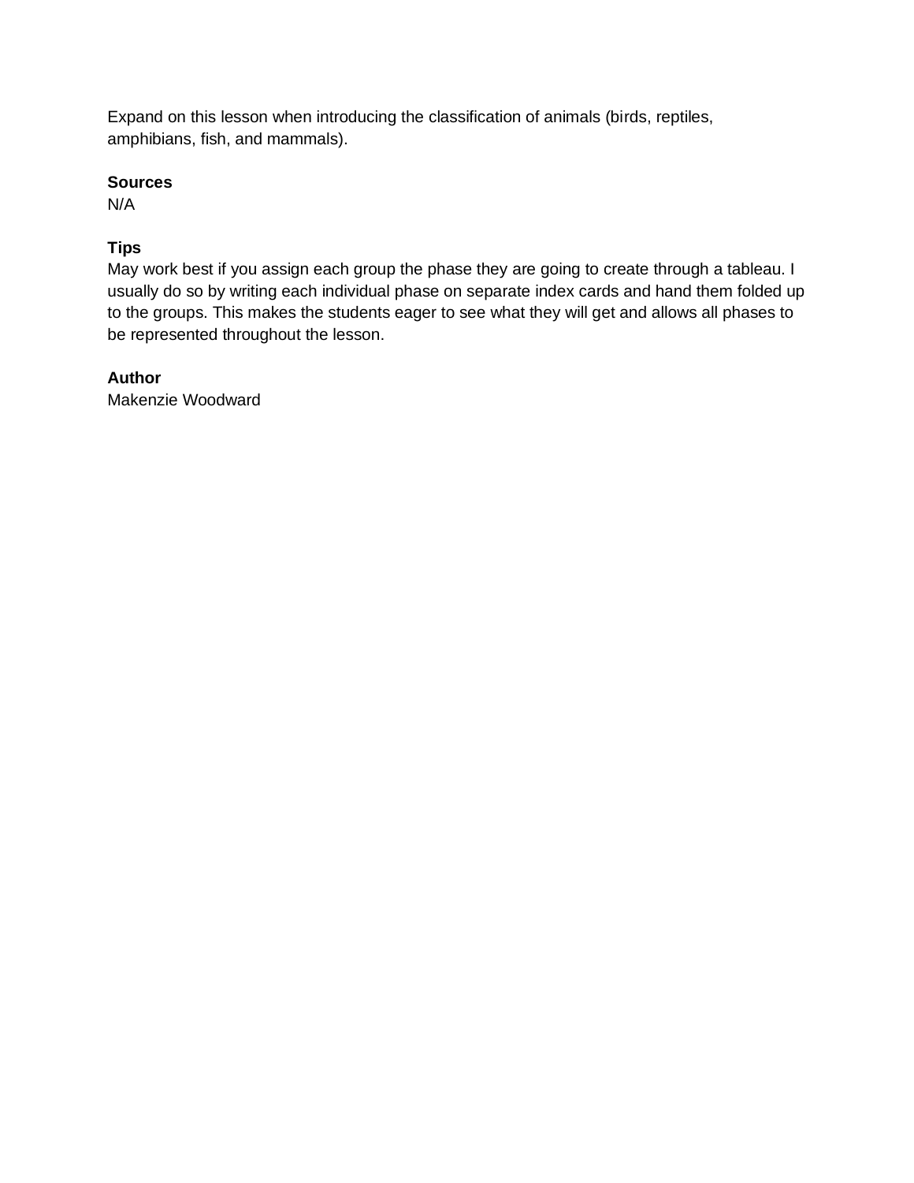Expand on this lesson when introducing the classification of animals (birds, reptiles, amphibians, fish, and mammals).

**Sources**
N/A

**Tips**
May work best if you assign each group the phase they are going to create through a tableau. I usually do so by writing each individual phase on separate index cards and hand them folded up to the groups. This makes the students eager to see what they will get and allows all phases to be represented throughout the lesson.

**Author**
Makenzie Woodward